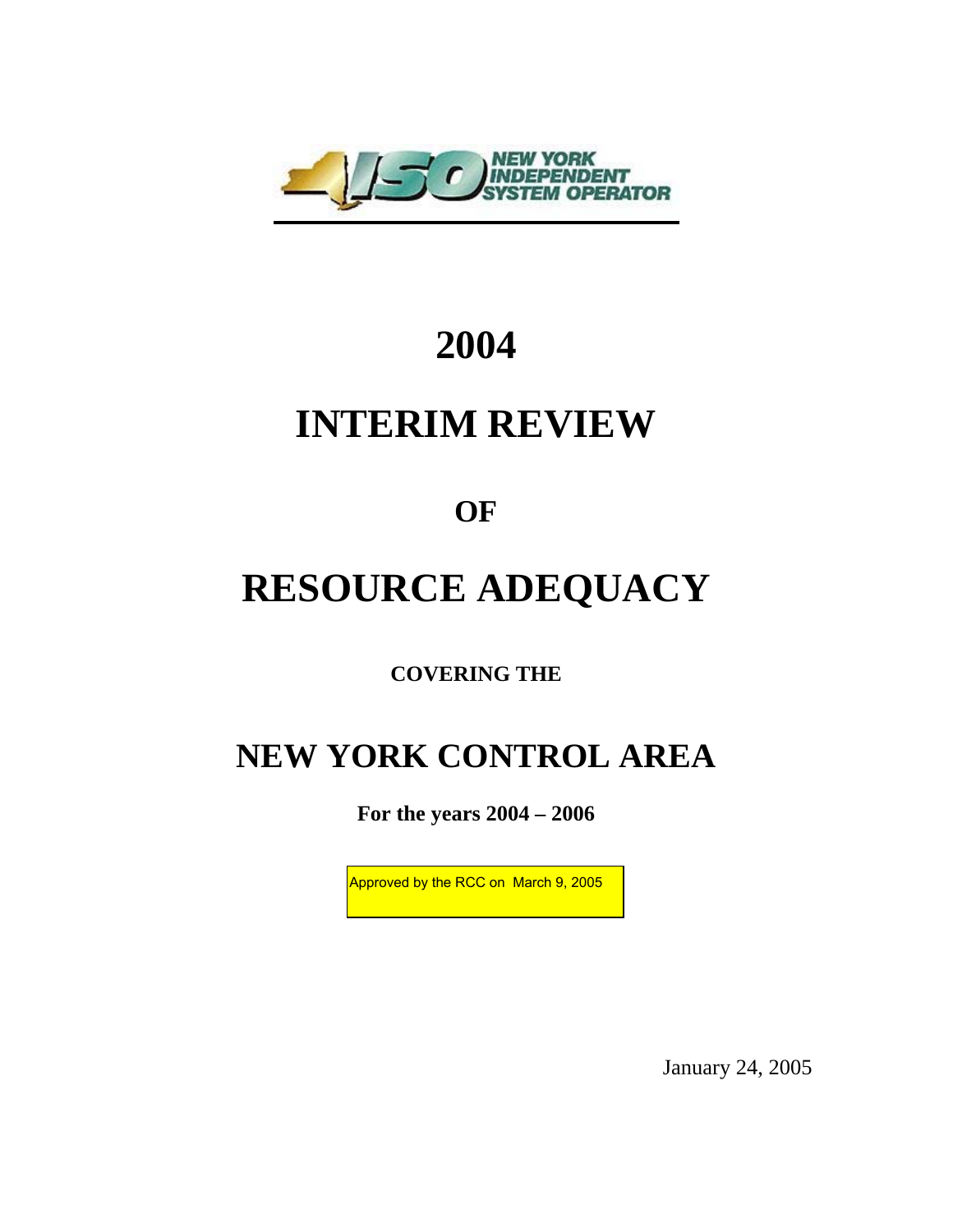NEW YORK INDEPENDENT SYSTEM OPERATOR

# 2004

# INTERIM REVIEW

## OF

# RESOURCE ADEQUACY

### COVERING THE

# NEW YORK CONTROL AREA

**For the years 2004 – 2006**

Approved by the RCC on March 9, 2005

January 24, 2005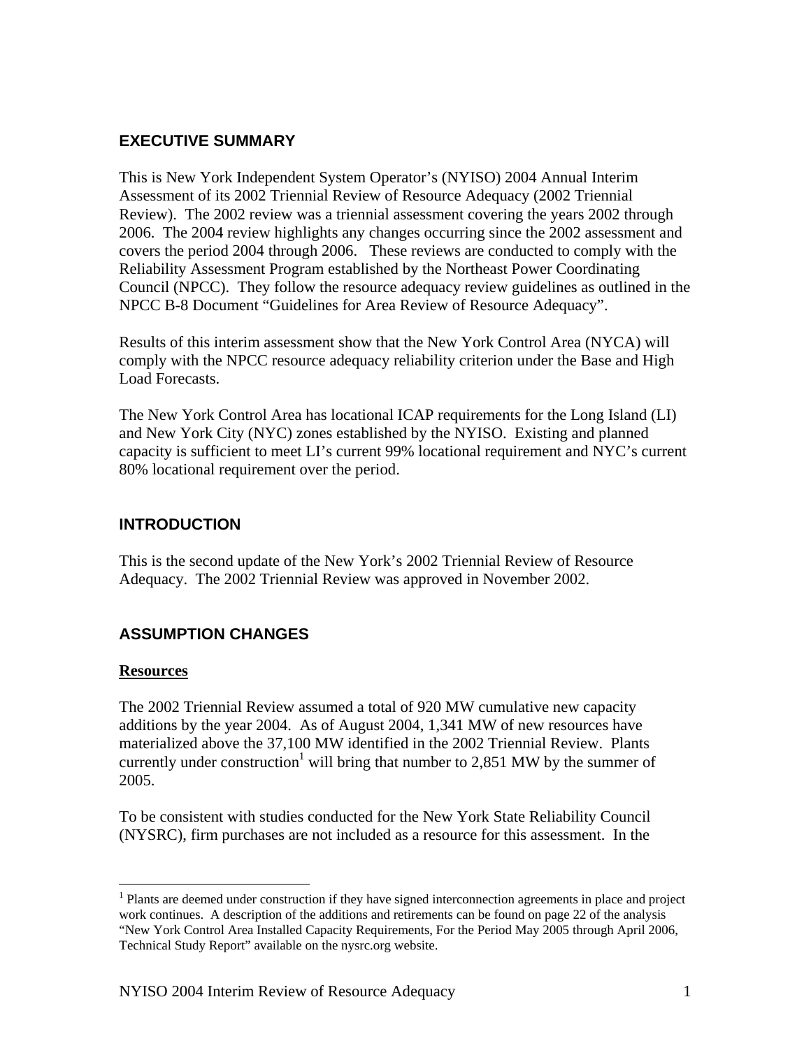## EXECUTIVE SUMMARY

This is New York Independent System Operator's (NYISO) 2004 Annual Interim Assessment of its 2002 Triennial Review of Resource Adequacy (2002 Triennial Review). The 2002 review was a triennial assessment covering the years 2002 through 2006. The 2004 review highlights any changes occurring since the 2002 assessment and covers the period 2004 through 2006. These reviews are conducted to comply with the Reliability Assessment Program established by the Northeast Power Coordinating Council (NPCC). They follow the resource adequacy review guidelines as outlined in the NPCC B-8 Document "Guidelines for Area Review of Resource Adequacy".

Results of this interim assessment show that the New York Control Area (NYCA) will comply with the NPCC resource adequacy reliability criterion under the Base and High Load Forecasts.

The New York Control Area has locational ICAP requirements for the Long Island (LI) and New York City (NYC) zones established by the NYISO. Existing and planned capacity is sufficient to meet LI's current 99% locational requirement and NYC's current 80% locational requirement over the period.

## INTRODUCTION

This is the second update of the New York's 2002 Triennial Review of Resource Adequacy. The 2002 Triennial Review was approved in November 2002.

## ASSUMPTION CHANGES

### Resources

The 2002 Triennial Review assumed a total of 920 MW cumulative new capacity additions by the year 2004. As of August 2004, 1,341 MW of new resources have materialized above the 37,100 MW identified in the 2002 Triennial Review. Plants currently under construction[1] will bring that number to 2,851 MW by the summer of 2005.

To be consistent with studies conducted for the New York State Reliability Council (NYSRC), firm purchases are not included as a resource for this assessment. In the

---

[1] Plants are deemed under construction if they have signed interconnection agreements in place and project work continues. A description of the additions and retirements can be found on page 22 of the analysis "New York Control Area Installed Capacity Requirements, For the Period May 2005 through April 2006, Technical Study Report" available on the nysrc.org website.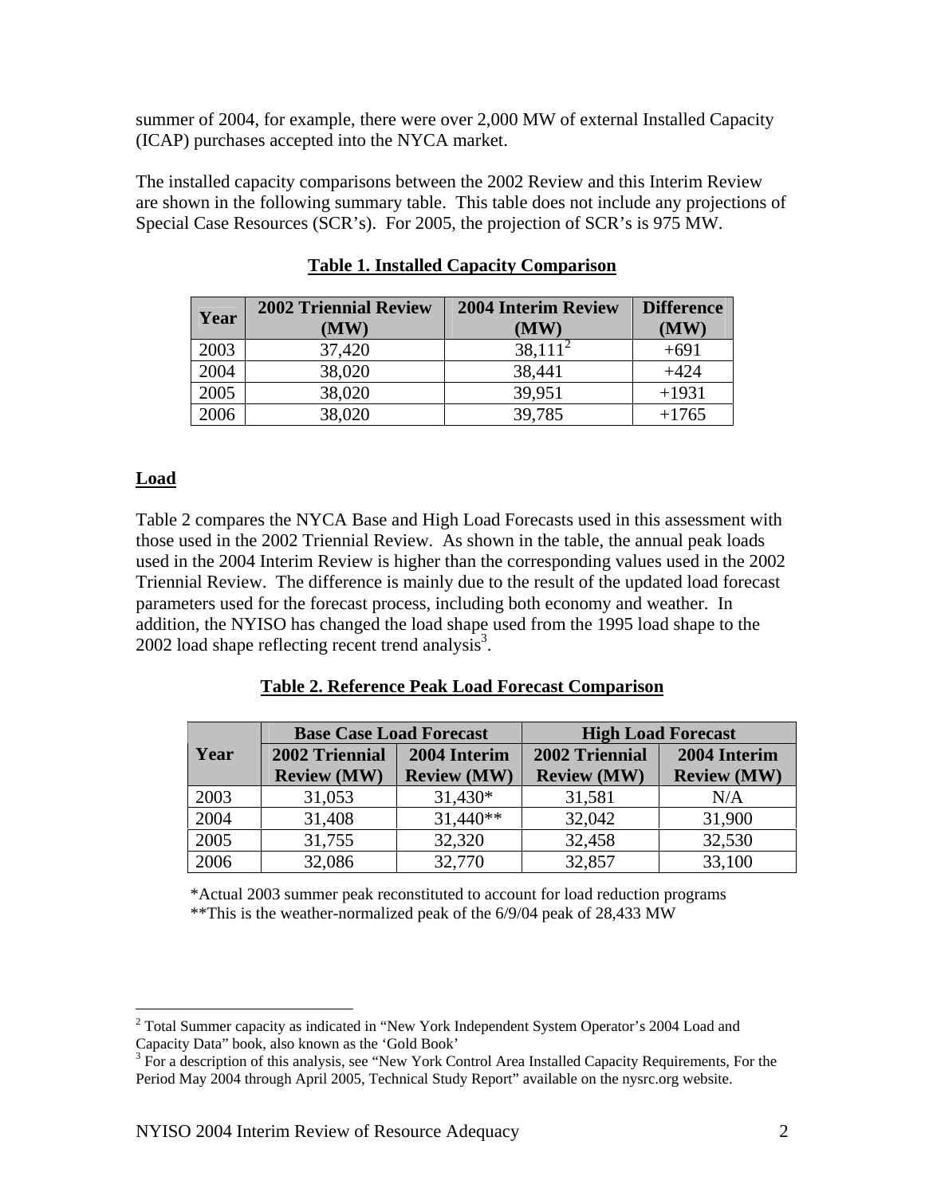summer of 2004, for example, there were over 2,000 MW of external Installed Capacity (ICAP) purchases accepted into the NYCA market.

The installed capacity comparisons between the 2002 Review and this Interim Review are shown in the following summary table. This table does not include any projections of Special Case Resources (SCR's). For 2005, the projection of SCR's is 975 MW.

**Table 1. Installed Capacity Comparison**

| Year | 2002 Triennial Review (MW) | 2004 Interim Review (MW) | Difference (MW) |
|---|---|---|---|
| 2003 | 37,420 | 38,111[2] | +691 |
| 2004 | 38,020 | 38,441 | +424 |
| 2005 | 38,020 | 39,951 | +1931 |
| 2006 | 38,020 | 39,785 | +1765 |

## Load

Table 2 compares the NYCA Base and High Load Forecasts used in this assessment with those used in the 2002 Triennial Review. As shown in the table, the annual peak loads used in the 2004 Interim Review is higher than the corresponding values used in the 2002 Triennial Review. The difference is mainly due to the result of the updated load forecast parameters used for the forecast process, including both economy and weather. In addition, the NYISO has changed the load shape used from the 1995 load shape to the 2002 load shape reflecting recent trend analysis[3].

**Table 2. Reference Peak Load Forecast Comparison**

| Year | Base Case Load Forecast | | High Load Forecast | |
|---|---|---|---|---|
| | 2002 Triennial Review (MW) | 2004 Interim Review (MW) | 2002 Triennial Review (MW) | 2004 Interim Review (MW) |
| 2003 | 31,053 | 31,430* | 31,581 | N/A |
| 2004 | 31,408 | 31,440** | 32,042 | 31,900 |
| 2005 | 31,755 | 32,320 | 32,458 | 32,530 |
| 2006 | 32,086 | 32,770 | 32,857 | 33,100 |

*Actual 2003 summer peak reconstituted to account for load reduction programs
**This is the weather-normalized peak of the 6/9/04 peak of 28,433 MW

[2] Total Summer capacity as indicated in "New York Independent System Operator's 2004 Load and Capacity Data" book, also known as the 'Gold Book'

[3] For a description of this analysis, see "New York Control Area Installed Capacity Requirements, For the Period May 2004 through April 2005, Technical Study Report" available on the nysrc.org website.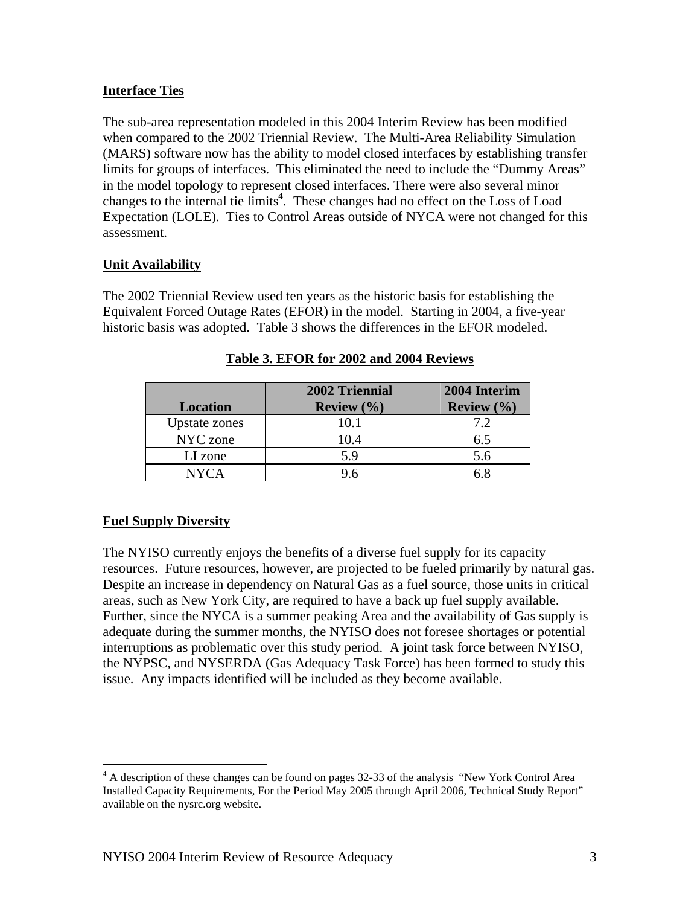**Interface Ties**

The sub-area representation modeled in this 2004 Interim Review has been modified when compared to the 2002 Triennial Review. The Multi-Area Reliability Simulation (MARS) software now has the ability to model closed interfaces by establishing transfer limits for groups of interfaces. This eliminated the need to include the "Dummy Areas" in the model topology to represent closed interfaces. There were also several minor changes to the internal tie limits[4]. These changes had no effect on the Loss of Load Expectation (LOLE). Ties to Control Areas outside of NYCA were not changed for this assessment.

**Unit Availability**

The 2002 Triennial Review used ten years as the historic basis for establishing the Equivalent Forced Outage Rates (EFOR) in the model. Starting in 2004, a five-year historic basis was adopted. Table 3 shows the differences in the EFOR modeled.

**Table 3. EFOR for 2002 and 2004 Reviews**

| Location | 2002 Triennial Review (%) | 2004 Interim Review (%) |
|---|---|---|
| Upstate zones | 10.1 | 7.2 |
| NYC zone | 10.4 | 6.5 |
| LI zone | 5.9 | 5.6 |
| NYCA | 9.6 | 6.8 |

**Fuel Supply Diversity**

The NYISO currently enjoys the benefits of a diverse fuel supply for its capacity resources. Future resources, however, are projected to be fueled primarily by natural gas. Despite an increase in dependency on Natural Gas as a fuel source, those units in critical areas, such as New York City, are required to have a back up fuel supply available. Further, since the NYCA is a summer peaking Area and the availability of Gas supply is adequate during the summer months, the NYISO does not foresee shortages or potential interruptions as problematic over this study period. A joint task force between NYISO, the NYPSC, and NYSERDA (Gas Adequacy Task Force) has been formed to study this issue. Any impacts identified will be included as they become available.

[4] A description of these changes can be found on pages 32-33 of the analysis "New York Control Area Installed Capacity Requirements, For the Period May 2005 through April 2006, Technical Study Report" available on the nysrc.org website.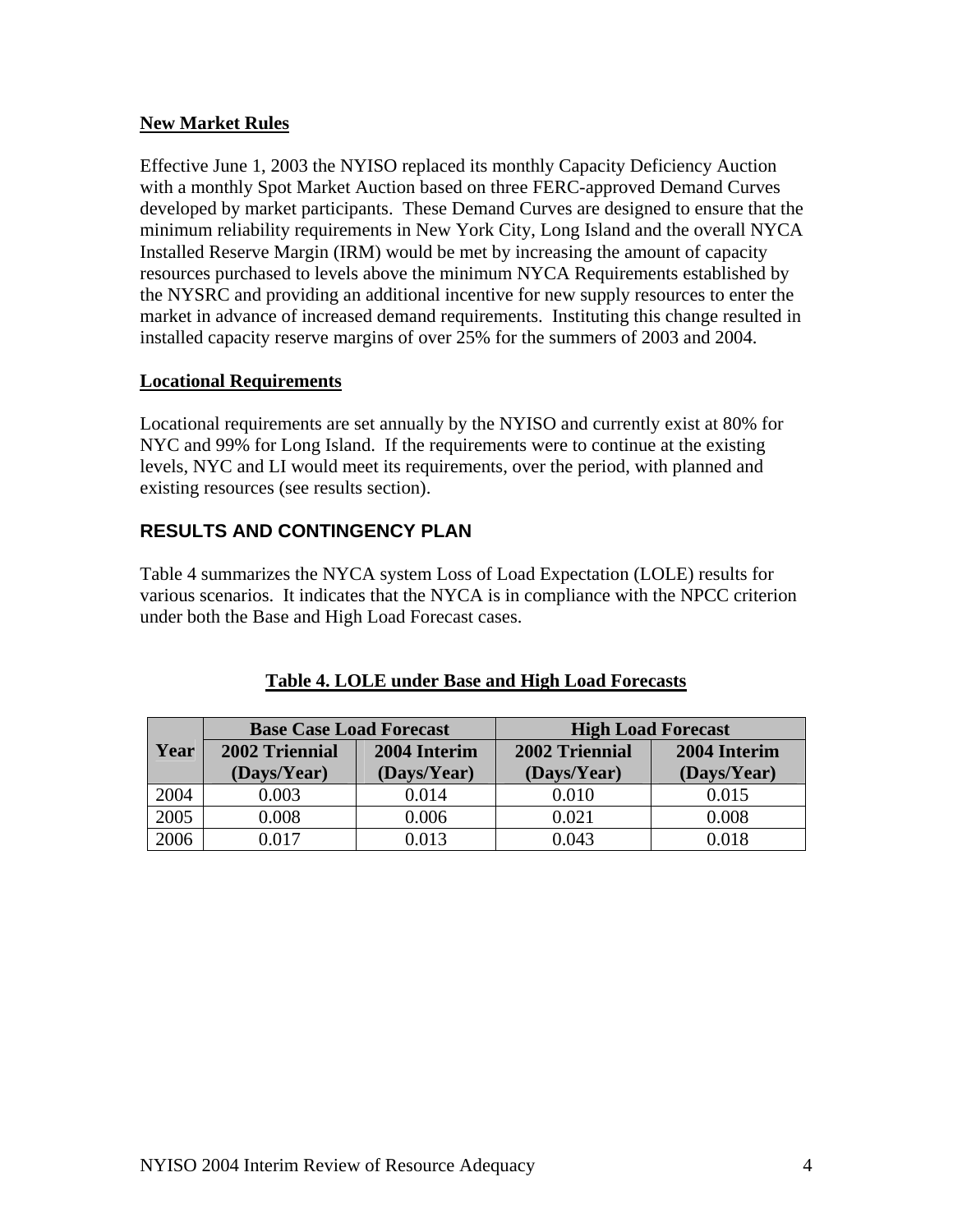**New Market Rules**

Effective June 1, 2003 the NYISO replaced its monthly Capacity Deficiency Auction with a monthly Spot Market Auction based on three FERC-approved Demand Curves developed by market participants. These Demand Curves are designed to ensure that the minimum reliability requirements in New York City, Long Island and the overall NYCA Installed Reserve Margin (IRM) would be met by increasing the amount of capacity resources purchased to levels above the minimum NYCA Requirements established by the NYSRC and providing an additional incentive for new supply resources to enter the market in advance of increased demand requirements. Instituting this change resulted in installed capacity reserve margins of over 25% for the summers of 2003 and 2004.

**Locational Requirements**

Locational requirements are set annually by the NYISO and currently exist at 80% for NYC and 99% for Long Island. If the requirements were to continue at the existing levels, NYC and LI would meet its requirements, over the period, with planned and existing resources (see results section).

## RESULTS AND CONTINGENCY PLAN

Table 4 summarizes the NYCA system Loss of Load Expectation (LOLE) results for various scenarios. It indicates that the NYCA is in compliance with the NPCC criterion under both the Base and High Load Forecast cases.

**Table 4. LOLE under Base and High Load Forecasts**

| Year | Base Case Load Forecast | | High Load Forecast | |
|---|---|---|---|---|
| | 2002 Triennial (Days/Year) | 2004 Interim (Days/Year) | 2002 Triennial (Days/Year) | 2004 Interim (Days/Year) |
| 2004 | 0.003 | 0.014 | 0.010 | 0.015 |
| 2005 | 0.008 | 0.006 | 0.021 | 0.008 |
| 2006 | 0.017 | 0.013 | 0.043 | 0.018 |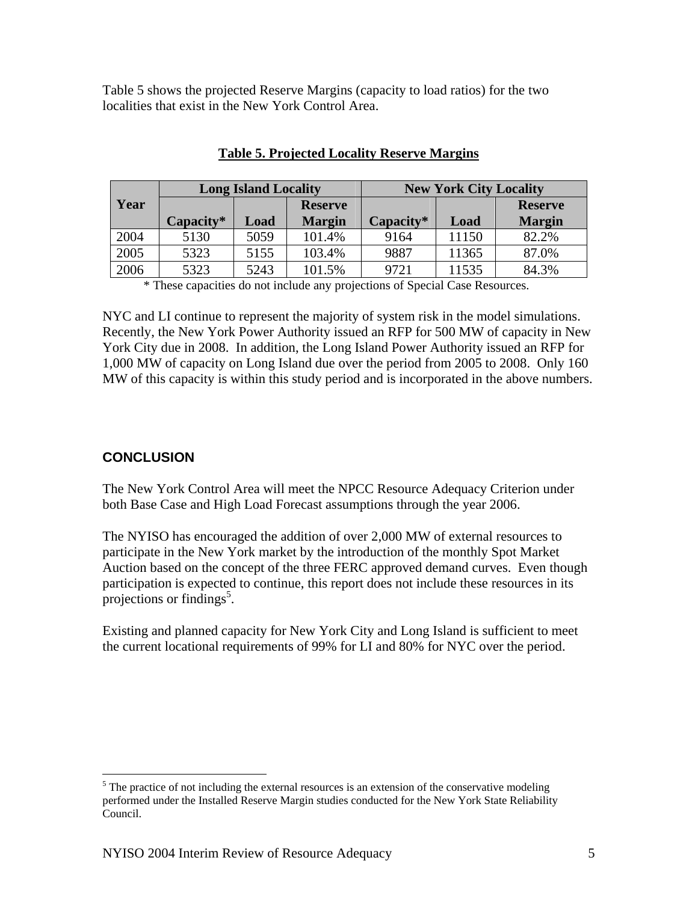Table 5 shows the projected Reserve Margins (capacity to load ratios) for the two localities that exist in the New York Control Area.

**Table 5. Projected Locality Reserve Margins**

| Year | Long Island Locality | | | New York City Locality | | |
|---|---|---|---|---|---|---|
| | Capacity* | Load | Reserve Margin | Capacity* | Load | Reserve Margin |
| 2004 | 5130 | 5059 | 101.4% | 9164 | 11150 | 82.2% |
| 2005 | 5323 | 5155 | 103.4% | 9887 | 11365 | 87.0% |
| 2006 | 5323 | 5243 | 101.5% | 9721 | 11535 | 84.3% |

\* These capacities do not include any projections of Special Case Resources.

NYC and LI continue to represent the majority of system risk in the model simulations. Recently, the New York Power Authority issued an RFP for 500 MW of capacity in New York City due in 2008. In addition, the Long Island Power Authority issued an RFP for 1,000 MW of capacity on Long Island due over the period from 2005 to 2008. Only 160 MW of this capacity is within this study period and is incorporated in the above numbers.

## CONCLUSION

The New York Control Area will meet the NPCC Resource Adequacy Criterion under both Base Case and High Load Forecast assumptions through the year 2006.

The NYISO has encouraged the addition of over 2,000 MW of external resources to participate in the New York market by the introduction of the monthly Spot Market Auction based on the concept of the three FERC approved demand curves. Even though participation is expected to continue, this report does not include these resources in its projections or findings[5].

Existing and planned capacity for New York City and Long Island is sufficient to meet the current locational requirements of 99% for LI and 80% for NYC over the period.

[5] The practice of not including the external resources is an extension of the conservative modeling performed under the Installed Reserve Margin studies conducted for the New York State Reliability Council.